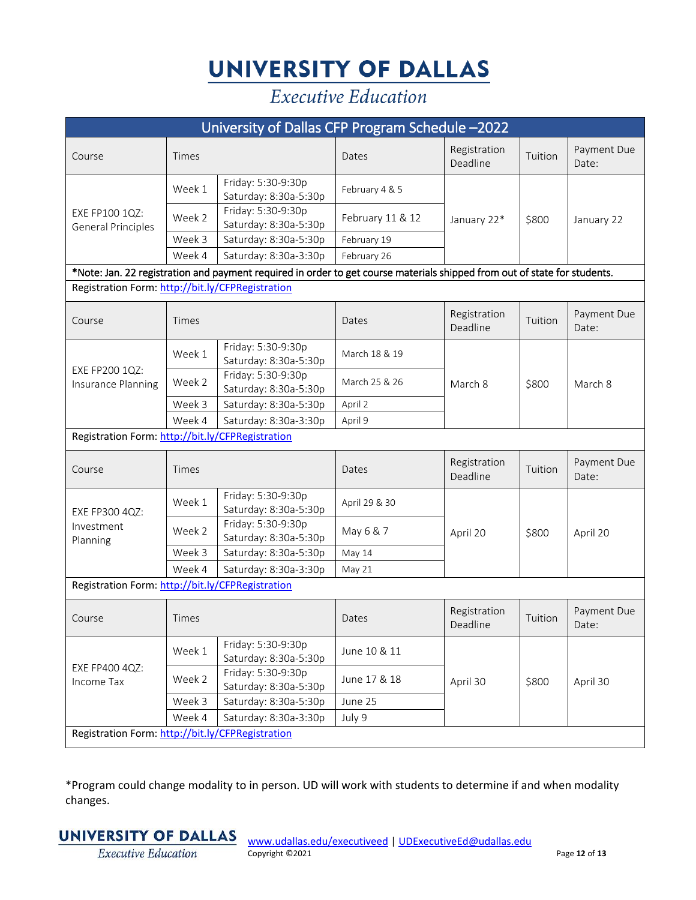# UNIVERSITY OF DALLAS

*Executive Education*

## University of Dallas CFP Program Schedule –2022

| Course | Times | | Dates | Registration Deadline | Tuition | Payment Due Date: |
|---|---|---|---|---|---|---|
| EXE FP100 1QZ: General Principles | Week 1 | Friday: 5:30-9:30p Saturday: 8:30a-5:30p | February 4 & 5 | January 22* | $800 | January 22 |
| | Week 2 | Friday: 5:30-9:30p Saturday: 8:30a-5:30p | February 11 & 12 | | | |
| | Week 3 | Saturday: 8:30a-5:30p | February 19 | | | |
| | Week 4 | Saturday: 8:30a-3:30p | February 26 | | | |

**\*Note: Jan. 22 registration and payment required in order to get course materials shipped from out of state for students.**

Registration Form: http://bit.ly/CFPRegistration

| Course | Times | | Dates | Registration Deadline | Tuition | Payment Due Date: |
|---|---|---|---|---|---|---|
| EXE FP200 1QZ: Insurance Planning | Week 1 | Friday: 5:30-9:30p Saturday: 8:30a-5:30p | March 18 & 19 | March 8 | $800 | March 8 |
| | Week 2 | Friday: 5:30-9:30p Saturday: 8:30a-5:30p | March 25 & 26 | | | |
| | Week 3 | Saturday: 8:30a-5:30p | April 2 | | | |
| | Week 4 | Saturday: 8:30a-3:30p | April 9 | | | |

Registration Form: http://bit.ly/CFPRegistration

| Course | Times | | Dates | Registration Deadline | Tuition | Payment Due Date: |
|---|---|---|---|---|---|---|
| EXE FP300 4QZ: Investment Planning | Week 1 | Friday: 5:30-9:30p Saturday: 8:30a-5:30p | April 29 & 30 | April 20 | $800 | April 20 |
| | Week 2 | Friday: 5:30-9:30p Saturday: 8:30a-5:30p | May 6 & 7 | | | |
| | Week 3 | Saturday: 8:30a-5:30p | May 14 | | | |
| | Week 4 | Saturday: 8:30a-3:30p | May 21 | | | |

Registration Form: http://bit.ly/CFPRegistration

| Course | Times | | Dates | Registration Deadline | Tuition | Payment Due Date: |
|---|---|---|---|---|---|---|
| EXE FP400 4QZ: Income Tax | Week 1 | Friday: 5:30-9:30p Saturday: 8:30a-5:30p | June 10 & 11 | April 30 | $800 | April 30 |
| | Week 2 | Friday: 5:30-9:30p Saturday: 8:30a-5:30p | June 17 & 18 | | | |
| | Week 3 | Saturday: 8:30a-5:30p | June 25 | | | |
| | Week 4 | Saturday: 8:30a-3:30p | July 9 | | | |

Registration Form: http://bit.ly/CFPRegistration

*Program could change modality to in person. UD will work with students to determine if and when modality changes.

www.udallas.edu/executiveed | UDExecutiveEd@udallas.edu

Copyright ©2021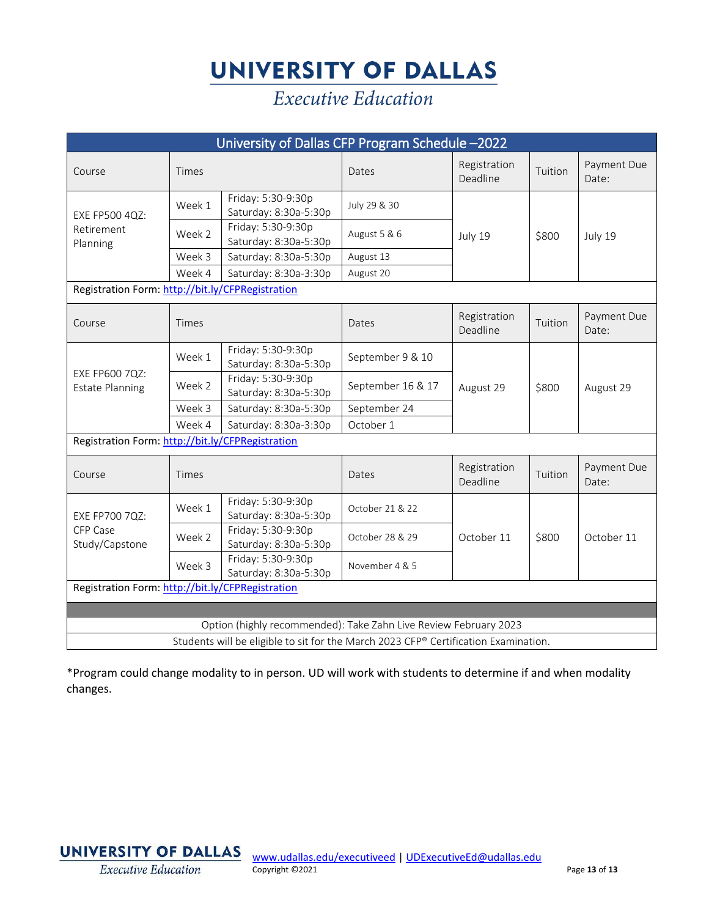# UNIVERSITY OF DALLAS

*Executive Education*

| University of Dallas CFP Program Schedule –2022 | | | | | | |
|---|---|---|---|---|---|---|
| Course | Times | | Dates | Registration Deadline | Tuition | Payment Due Date: |
| EXE FP500 4QZ: Retirement Planning | Week 1 | Friday: 5:30-9:30p Saturday: 8:30a-5:30p | July 29 & 30 | July 19 | $800 | July 19 |
| | Week 2 | Friday: 5:30-9:30p Saturday: 8:30a-5:30p | August 5 & 6 | | | |
| | Week 3 | Saturday: 8:30a-5:30p | August 13 | | | |
| | Week 4 | Saturday: 8:30a-3:30p | August 20 | | | |
| Registration Form: http://bit.ly/CFPRegistration | | | | | | |
| Course | Times | | Dates | Registration Deadline | Tuition | Payment Due Date: |
| EXE FP600 7QZ: Estate Planning | Week 1 | Friday: 5:30-9:30p Saturday: 8:30a-5:30p | September 9 & 10 | August 29 | $800 | August 29 |
| | Week 2 | Friday: 5:30-9:30p Saturday: 8:30a-5:30p | September 16 & 17 | | | |
| | Week 3 | Saturday: 8:30a-5:30p | September 24 | | | |
| | Week 4 | Saturday: 8:30a-3:30p | October 1 | | | |
| Registration Form: http://bit.ly/CFPRegistration | | | | | | |
| Course | Times | | Dates | Registration Deadline | Tuition | Payment Due Date: |
| EXE FP700 7QZ: CFP Case Study/Capstone | Week 1 | Friday: 5:30-9:30p Saturday: 8:30a-5:30p | October 21 & 22 | October 11 | $800 | October 11 |
| | Week 2 | Friday: 5:30-9:30p Saturday: 8:30a-5:30p | October 28 & 29 | | | |
| | Week 3 | Friday: 5:30-9:30p Saturday: 8:30a-5:30p | November 4 & 5 | | | |
| Registration Form: http://bit.ly/CFPRegistration | | | | | | |
| Option (highly recommended): Take Zahn Live Review February 2023 | | | | | | |
| Students will be eligible to sit for the March 2023 CFP® Certification Examination. | | | | | | |

*Program could change modality to in person. UD will work with students to determine if and when modality changes.

www.udallas.edu/executiveed | UDExecutiveEd@udallas.edu

Copyright ©2021